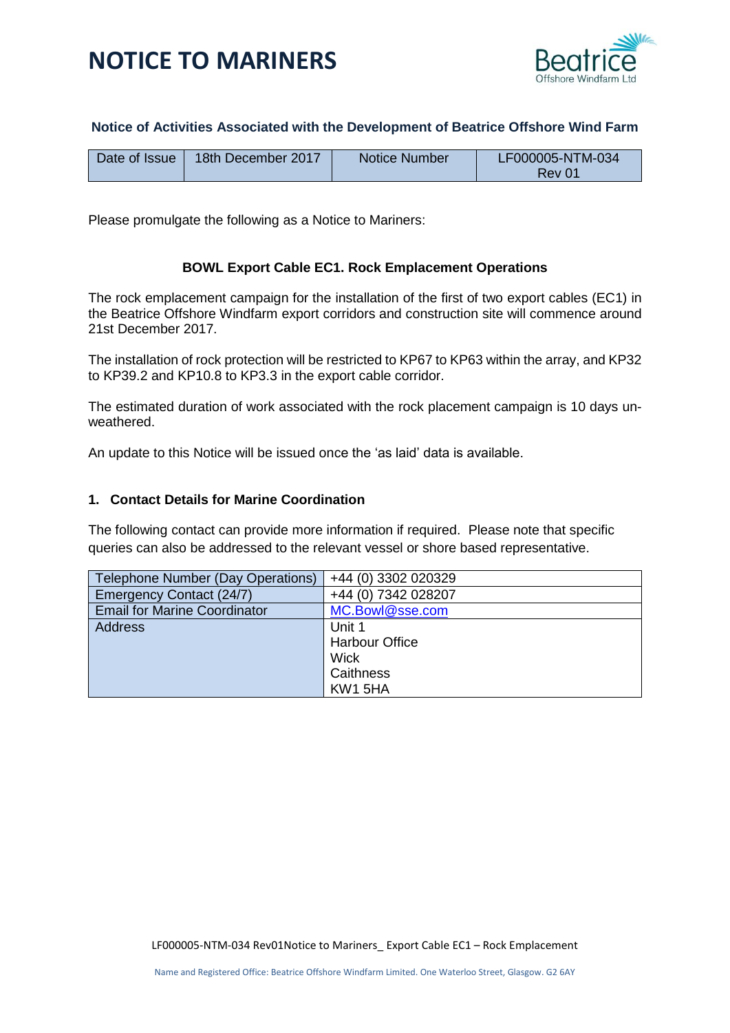# NOTICE TO MARINERS

Beatrice Offshore Windfarm Ltd

### Notice of Activities Associated with the Development of Beatrice Offshore Wind Farm

| Date of Issue | 18th December 2017 | Notice Number | LF000005-NTM-034 Rev 01 |
|---|---|---|---|

Please promulgate the following as a Notice to Mariners:

### BOWL Export Cable EC1. Rock Emplacement Operations

The rock emplacement campaign for the installation of the first of two export cables (EC1) in the Beatrice Offshore Windfarm export corridors and construction site will commence around 21st December 2017.

The installation of rock protection will be restricted to KP67 to KP63 within the array, and KP32 to KP39.2 and KP10.8 to KP3.3 in the export cable corridor.

The estimated duration of work associated with the rock placement campaign is 10 days un-weathered.

An update to this Notice will be issued once the 'as laid' data is available.

## 1. Contact Details for Marine Coordination

The following contact can provide more information if required. Please note that specific queries can also be addressed to the relevant vessel or shore based representative.

| Telephone Number (Day Operations) | +44 (0) 3302 020329 |
|---|---|
| Emergency Contact (24/7) | +44 (0) 7342 028207 |
| Email for Marine Coordinator | MC.Bowl@sse.com |
| Address | Unit 1<br>Harbour Office<br>Wick<br>Caithness<br>KW1 5HA |

LF000005-NTM-034 Rev01Notice to Mariners_ Export Cable EC1 – Rock Emplacement

Name and Registered Office: Beatrice Offshore Windfarm Limited. One Waterloo Street, Glasgow. G2 6AY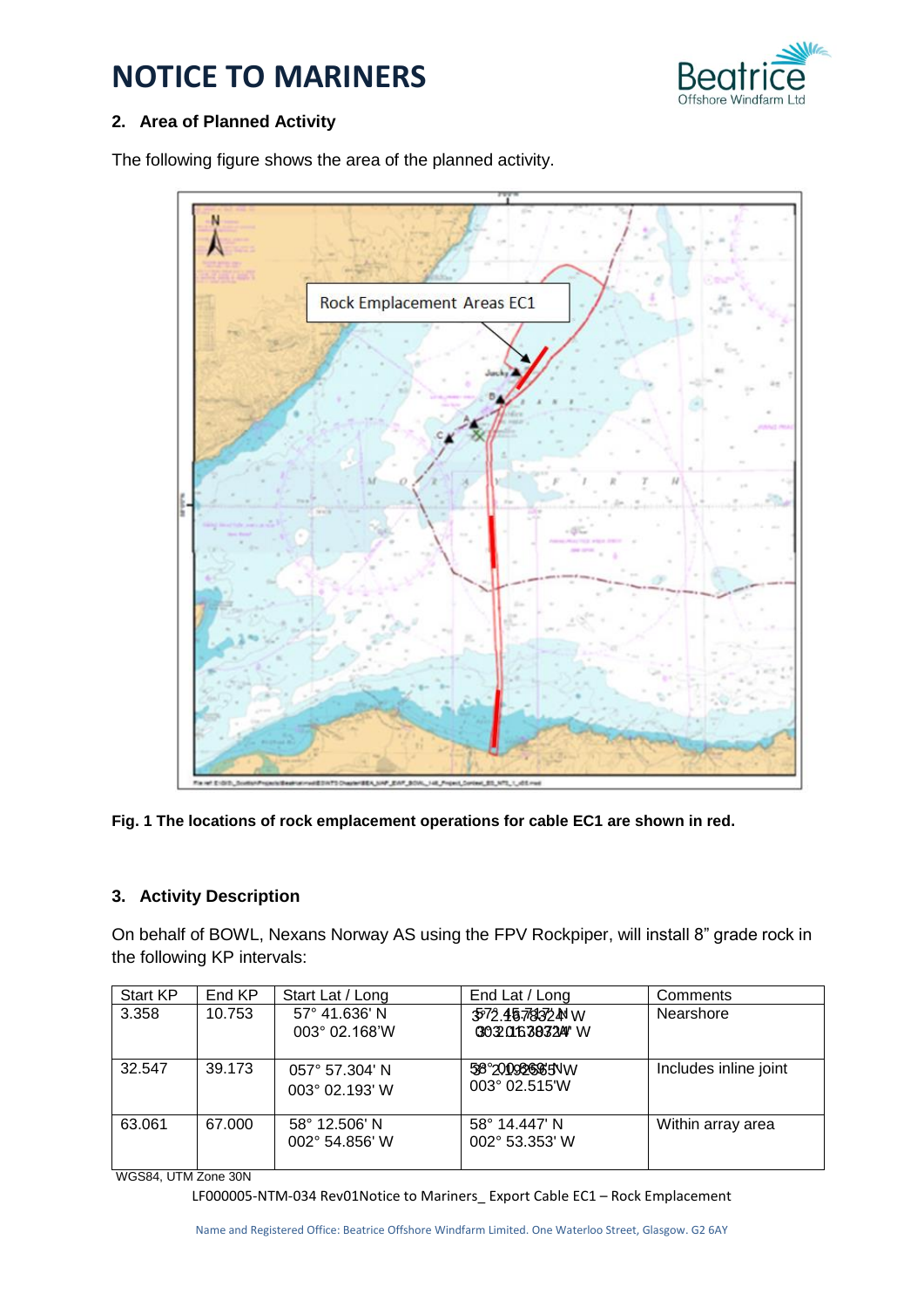## 2. Area of Planned Activity

The following figure shows the area of the planned activity.

**Fig. 1 The locations of rock emplacement operations for cable EC1 are shown in red.**

## 3. Activity Description

On behalf of BOWL, Nexans Norway AS using the FPV Rockpiper, will install 8" grade rock in the following KP intervals:

| Start KP | End KP | Start Lat / Long | End Lat / Long | Comments |
|---|---|---|---|---|
| 3.358 | 10.753 | 57° 41.636' N<br>003° 02.168'W | 57° 46.783' N<br>003° 01.632' W | Nearshore |
| 32.547 | 39.173 | 057° 57.304' N<br>003° 02.193' W | 58° 00.965' N<br>003° 02.515'W | Includes inline joint |
| 63.061 | 67.000 | 58° 12.506' N<br>002° 54.856' W | 58° 14.447' N<br>002° 53.353' W | Within array area |

WGS84, UTM Zone 30N

LF000005-NTM-034 Rev01Notice to Mariners_ Export Cable EC1 – Rock Emplacement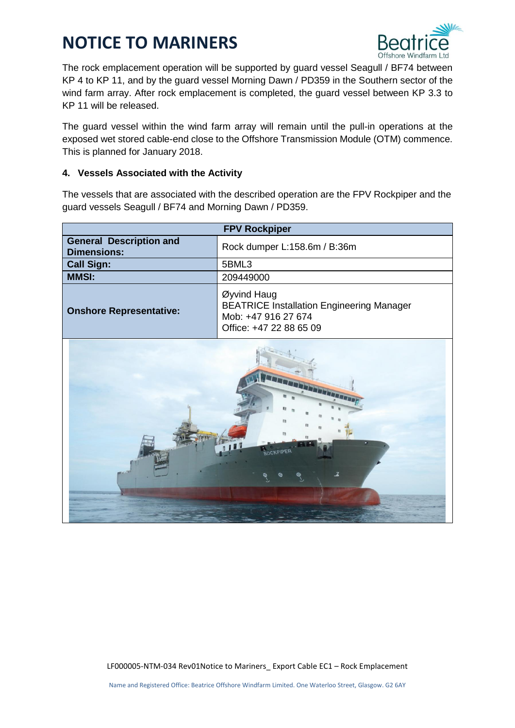The rock emplacement operation will be supported by guard vessel Seagull / BF74 between KP 4 to KP 11, and by the guard vessel Morning Dawn / PD359 in the Southern sector of the wind farm array. After rock emplacement is completed, the guard vessel between KP 3.3 to KP 11 will be released.

The guard vessel within the wind farm array will remain until the pull-in operations at the exposed wet stored cable-end close to the Offshore Transmission Module (OTM) commence. This is planned for January 2018.

#### 4. Vessels Associated with the Activity

The vessels that are associated with the described operation are the FPV Rockpiper and the guard vessels Seagull / BF74 and Morning Dawn / PD359.

| FPV Rockpiper | |
|---|---|
| **General Description and Dimensions:** | Rock dumper L:158.6m / B:36m |
| **Call Sign:** | 5BML3 |
| **MMSI:** | 209449000 |
| **Onshore Representative:** | Øyvind Haug<br>BEATRICE Installation Engineering Manager<br>Mob: +47 916 27 674<br>Office: +47 22 88 65 09 |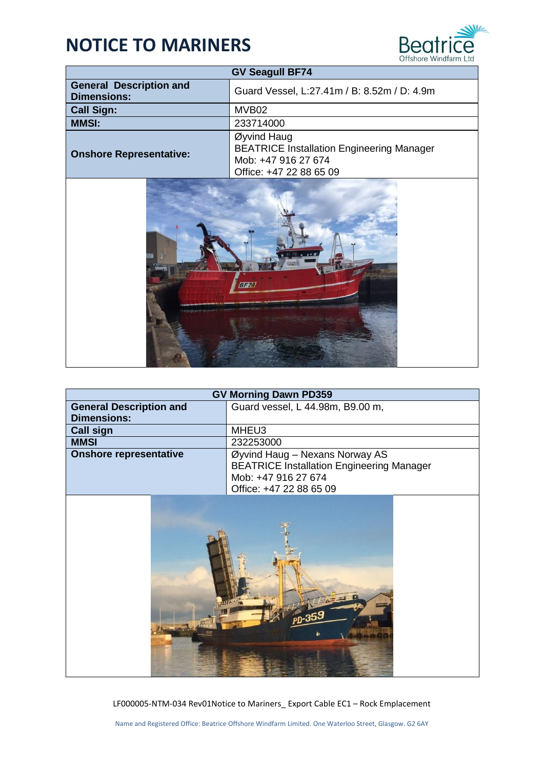# NOTICE TO MARINERS

| GV Seagull BF74 | |
|---|---|
| **General Description and Dimensions:** | Guard Vessel, L:27.41m / B: 8.52m / D: 4.9m |
| **Call Sign:** | MVB02 |
| **MMSI:** | 233714000 |
| **Onshore Representative:** | Øyvind Haug<br>BEATRICE Installation Engineering Manager<br>Mob: +47 916 27 674<br>Office: +47 22 88 65 09 |

| GV Morning Dawn PD359 | |
|---|---|
| **General Description and Dimensions:** | Guard vessel, L 44.98m, B9.00 m, |
| **Call sign** | MHEU3 |
| **MMSI** | 232253000 |
| **Onshore representative** | Øyvind Haug – Nexans Norway AS<br>BEATRICE Installation Engineering Manager<br>Mob: +47 916 27 674<br>Office: +47 22 88 65 09 |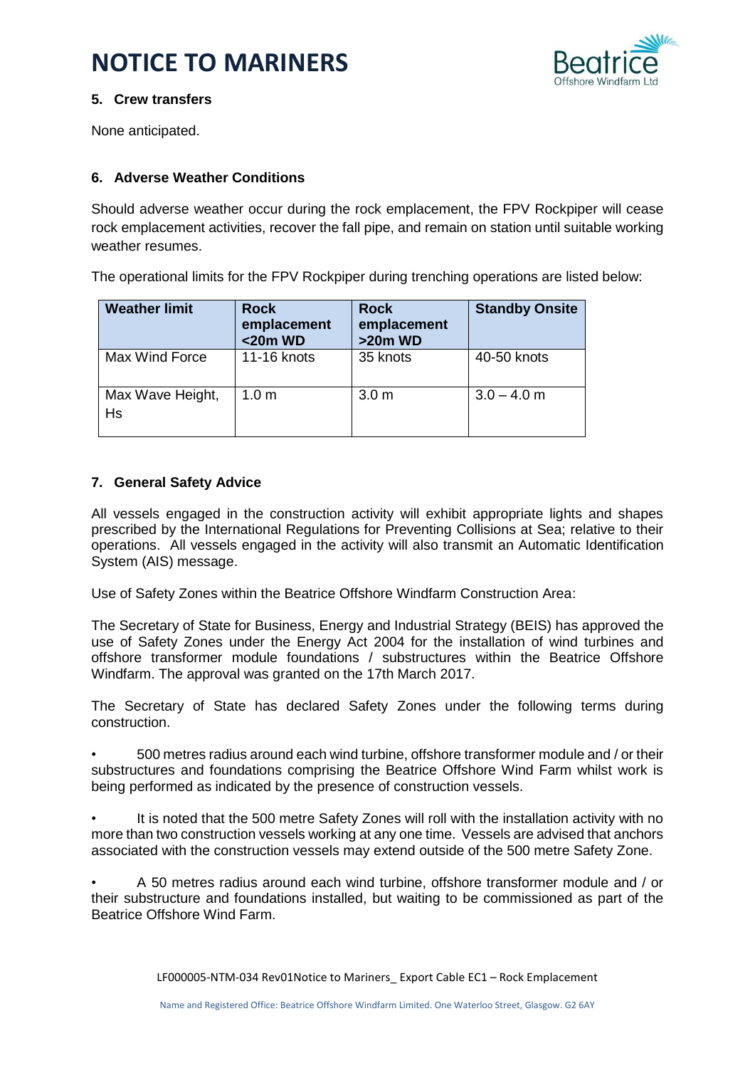# NOTICE TO MARINERS

## 5. Crew transfers

None anticipated.

## 6. Adverse Weather Conditions

Should adverse weather occur during the rock emplacement, the FPV Rockpiper will cease rock emplacement activities, recover the fall pipe, and remain on station until suitable working weather resumes.

The operational limits for the FPV Rockpiper during trenching operations are listed below:

| Weather limit | Rock emplacement <20m WD | Rock emplacement >20m WD | Standby Onsite |
|---|---|---|---|
| Max Wind Force | 11-16 knots | 35 knots | 40-50 knots |
| Max Wave Height, Hs | 1.0 m | 3.0 m | 3.0 – 4.0 m |

## 7. General Safety Advice

All vessels engaged in the construction activity will exhibit appropriate lights and shapes prescribed by the International Regulations for Preventing Collisions at Sea; relative to their operations. All vessels engaged in the activity will also transmit an Automatic Identification System (AIS) message.

Use of Safety Zones within the Beatrice Offshore Windfarm Construction Area:

The Secretary of State for Business, Energy and Industrial Strategy (BEIS) has approved the use of Safety Zones under the Energy Act 2004 for the installation of wind turbines and offshore transformer module foundations / substructures within the Beatrice Offshore Windfarm. The approval was granted on the 17th March 2017.

The Secretary of State has declared Safety Zones under the following terms during construction.

- 500 metres radius around each wind turbine, offshore transformer module and / or their substructures and foundations comprising the Beatrice Offshore Wind Farm whilst work is being performed as indicated by the presence of construction vessels.
- It is noted that the 500 metre Safety Zones will roll with the installation activity with no more than two construction vessels working at any one time. Vessels are advised that anchors associated with the construction vessels may extend outside of the 500 metre Safety Zone.
- A 50 metres radius around each wind turbine, offshore transformer module and / or their substructure and foundations installed, but waiting to be commissioned as part of the Beatrice Offshore Wind Farm.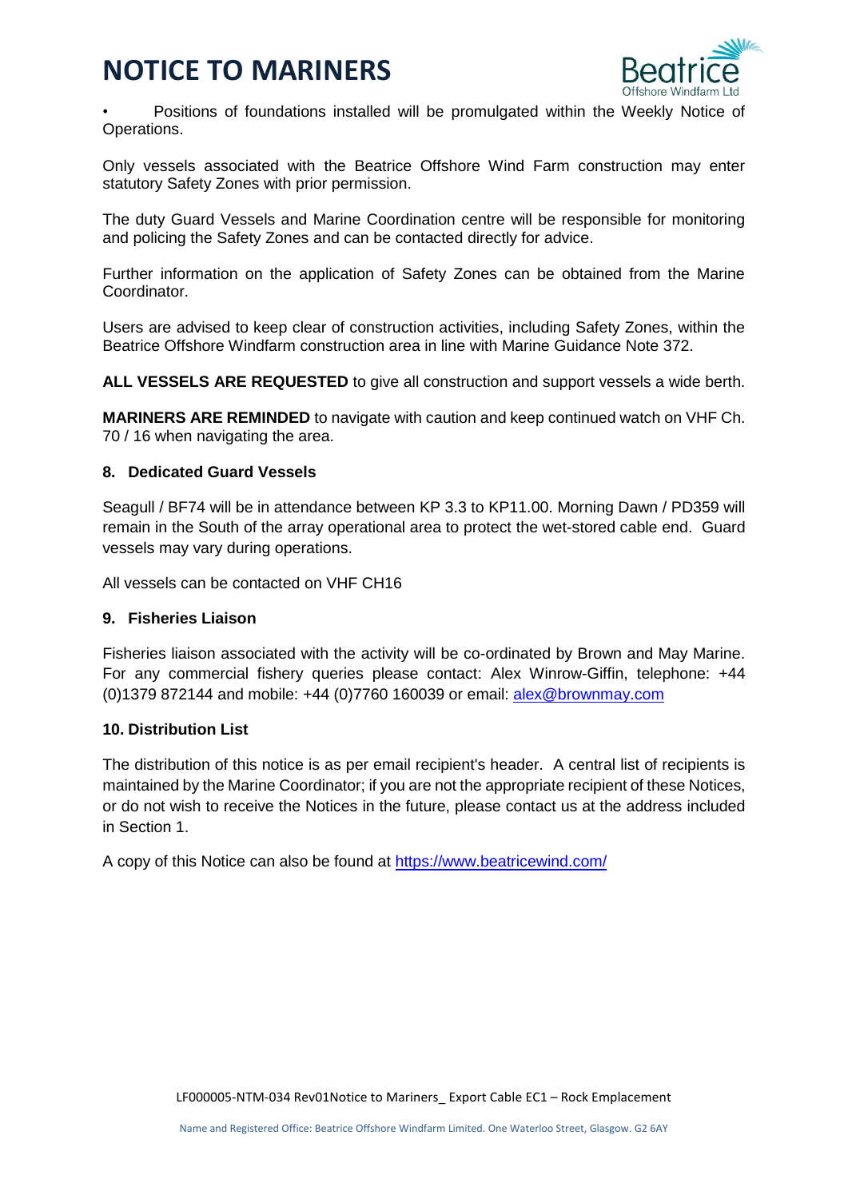- Positions of foundations installed will be promulgated within the Weekly Notice of Operations.

Only vessels associated with the Beatrice Offshore Wind Farm construction may enter statutory Safety Zones with prior permission.

The duty Guard Vessels and Marine Coordination centre will be responsible for monitoring and policing the Safety Zones and can be contacted directly for advice.

Further information on the application of Safety Zones can be obtained from the Marine Coordinator.

Users are advised to keep clear of construction activities, including Safety Zones, within the Beatrice Offshore Windfarm construction area in line with Marine Guidance Note 372.

**ALL VESSELS ARE REQUESTED** to give all construction and support vessels a wide berth.

**MARINERS ARE REMINDED** to navigate with caution and keep continued watch on VHF Ch. 70 / 16 when navigating the area.

### 8. Dedicated Guard Vessels

Seagull / BF74 will be in attendance between KP 3.3 to KP11.00. Morning Dawn / PD359 will remain in the South of the array operational area to protect the wet-stored cable end. Guard vessels may vary during operations.

All vessels can be contacted on VHF CH16

### 9. Fisheries Liaison

Fisheries liaison associated with the activity will be co-ordinated by Brown and May Marine. For any commercial fishery queries please contact: Alex Winrow-Giffin, telephone: +44 (0)1379 872144 and mobile: +44 (0)7760 160039 or email: alex@brownmay.com

### 10. Distribution List

The distribution of this notice is as per email recipient's header. A central list of recipients is maintained by the Marine Coordinator; if you are not the appropriate recipient of these Notices, or do not wish to receive the Notices in the future, please contact us at the address included in Section 1.

A copy of this Notice can also be found at https://www.beatricewind.com/